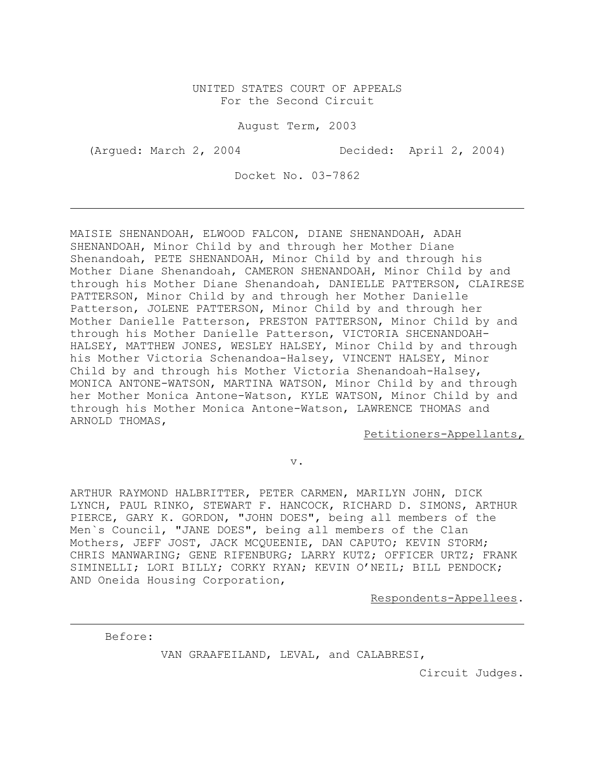UNITED STATES COURT OF APPEALS
For the Second Circuit

August Term, 2003

(Argued: March 2, 2004 Decided: April 2, 2004)

Docket No. 03-7862

---

MAISIE SHENANDOAH, ELWOOD FALCON, DIANE SHENANDOAH, ADAH SHENANDOAH, Minor Child by and through her Mother Diane Shenandoah, PETE SHENANDOAH, Minor Child by and through his Mother Diane Shenandoah, CAMERON SHENANDOAH, Minor Child by and through his Mother Diane Shenandoah, DANIELLE PATTERSON, CLAIRESE PATTERSON, Minor Child by and through her Mother Danielle Patterson, JOLENE PATTERSON, Minor Child by and through her Mother Danielle Patterson, PRESTON PATTERSON, Minor Child by and through his Mother Danielle Patterson, VICTORIA SHCENANDOAH-HALSEY, MATTHEW JONES, WESLEY HALSEY, Minor Child by and through his Mother Victoria Schenandoa-Halsey, VINCENT HALSEY, Minor Child by and through his Mother Victoria Shenandoah-Halsey, MONICA ANTONE-WATSON, MARTINA WATSON, Minor Child by and through her Mother Monica Antone-Watson, KYLE WATSON, Minor Child by and through his Mother Monica Antone-Watson, LAWRENCE THOMAS and ARNOLD THOMAS,

Petitioners-Appellants,

v.

ARTHUR RAYMOND HALBRITTER, PETER CARMEN, MARILYN JOHN, DICK LYNCH, PAUL RINKO, STEWART F. HANCOCK, RICHARD D. SIMONS, ARTHUR PIERCE, GARY K. GORDON, "JOHN DOES", being all members of the Men`s Council, "JANE DOES", being all members of the Clan Mothers, JEFF JOST, JACK MCQUEENIE, DAN CAPUTO; KEVIN STORM; CHRIS MANWARING; GENE RIFENBURG; LARRY KUTZ; OFFICER URTZ; FRANK SIMINELLI; LORI BILLY; CORKY RYAN; KEVIN O'NEIL; BILL PENDOCK; AND Oneida Housing Corporation,

Respondents-Appellees.

---

Before:

VAN GRAAFEILAND, LEVAL, and CALABRESI,

Circuit Judges.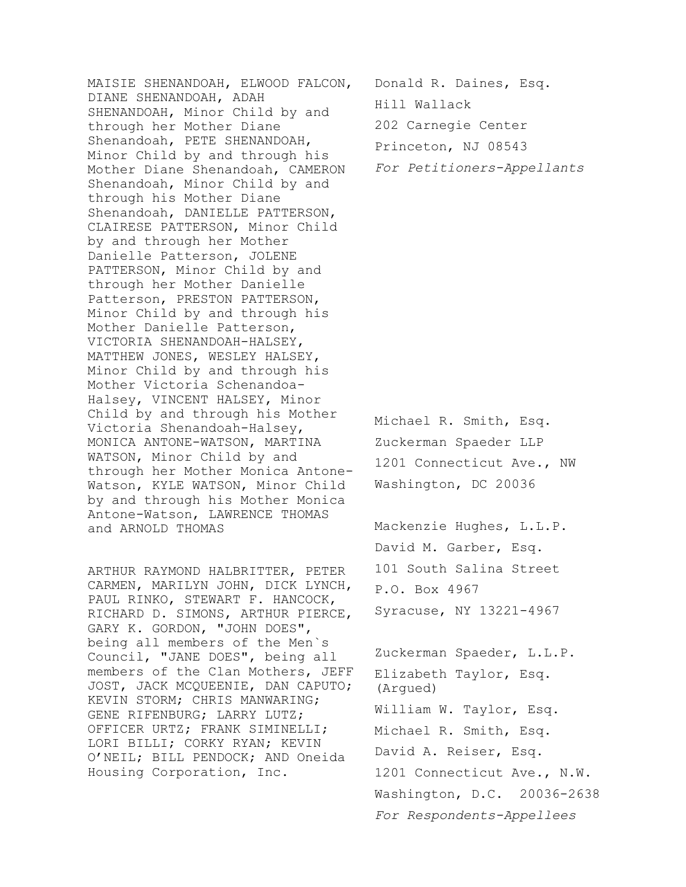MAISIE SHENANDOAH, ELWOOD FALCON, DIANE SHENANDOAH, ADAH SHENANDOAH, Minor Child by and through her Mother Diane Shenandoah, PETE SHENANDOAH, Minor Child by and through his Mother Diane Shenandoah, CAMERON Shenandoah, Minor Child by and through his Mother Diane Shenandoah, DANIELLE PATTERSON, CLAIRESE PATTERSON, Minor Child by and through her Mother Danielle Patterson, JOLENE PATTERSON, Minor Child by and through her Mother Danielle Patterson, PRESTON PATTERSON, Minor Child by and through his Mother Danielle Patterson, VICTORIA SHENANDOAH-HALSEY, MATTHEW JONES, WESLEY HALSEY, Minor Child by and through his Mother Victoria Schenandoa-Halsey, VINCENT HALSEY, Minor Child by and through his Mother Victoria Shenandoah-Halsey, MONICA ANTONE-WATSON, MARTINA WATSON, Minor Child by and through her Mother Monica Antone-Watson, KYLE WATSON, Minor Child by and through his Mother Monica Antone-Watson, LAWRENCE THOMAS and ARNOLD THOMAS

Donald R. Daines, Esq.
Hill Wallack
202 Carnegie Center
Princeton, NJ 08543
*For Petitioners-Appellants*

Michael R. Smith, Esq.
Zuckerman Spaeder LLP
1201 Connecticut Ave., NW
Washington, DC 20036

ARTHUR RAYMOND HALBRITTER, PETER CARMEN, MARILYN JOHN, DICK LYNCH, PAUL RINKO, STEWART F. HANCOCK, RICHARD D. SIMONS, ARTHUR PIERCE, GARY K. GORDON, "JOHN DOES", being all members of the Men`s Council, "JANE DOES", being all members of the Clan Mothers, JEFF JOST, JACK MCQUEENIE, DAN CAPUTO; KEVIN STORM; CHRIS MANWARING; GENE RIFENBURG; LARRY LUTZ; OFFICER URTZ; FRANK SIMINELLI; LORI BILLI; CORKY RYAN; KEVIN O'NEIL; BILL PENDOCK; AND Oneida Housing Corporation, Inc.

Mackenzie Hughes, L.L.P.
David M. Garber, Esq.
101 South Salina Street
P.O. Box 4967
Syracuse, NY 13221-4967

Zuckerman Spaeder, L.L.P.
Elizabeth Taylor, Esq. (Argued)
William W. Taylor, Esq.
Michael R. Smith, Esq.
David A. Reiser, Esq.
1201 Connecticut Ave., N.W.
Washington, D.C. 20036-2638
*For Respondents-Appellees*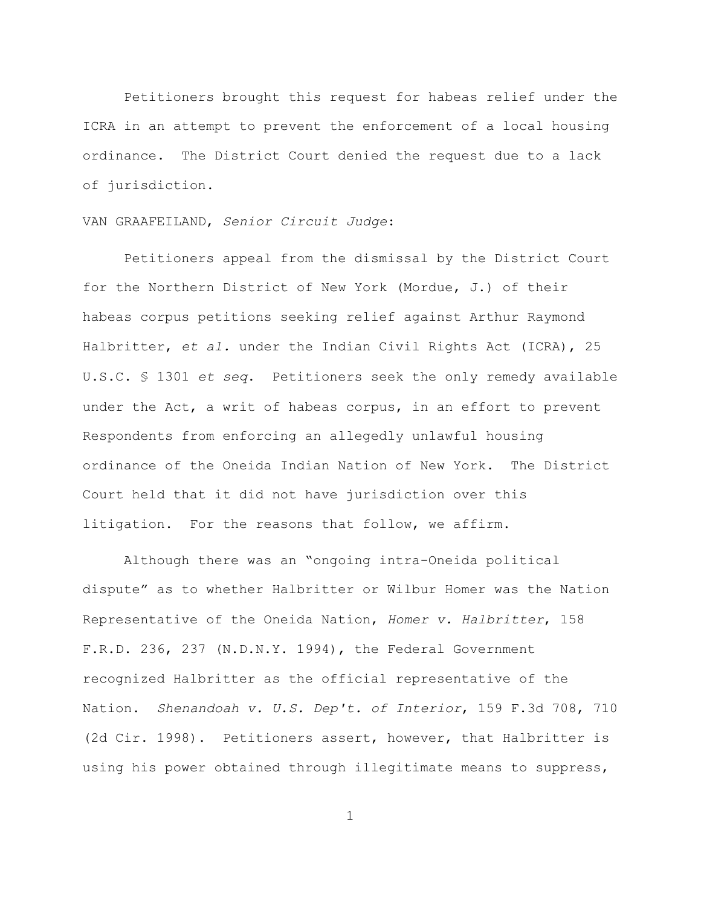Petitioners brought this request for habeas relief under the ICRA in an attempt to prevent the enforcement of a local housing ordinance. The District Court denied the request due to a lack of jurisdiction.

VAN GRAAFEILAND, *Senior Circuit Judge*:

Petitioners appeal from the dismissal by the District Court for the Northern District of New York (Mordue, J.) of their habeas corpus petitions seeking relief against Arthur Raymond Halbritter, *et al.* under the Indian Civil Rights Act (ICRA), 25 U.S.C. § 1301 *et seq*. Petitioners seek the only remedy available under the Act, a writ of habeas corpus, in an effort to prevent Respondents from enforcing an allegedly unlawful housing ordinance of the Oneida Indian Nation of New York. The District Court held that it did not have jurisdiction over this litigation. For the reasons that follow, we affirm.

Although there was an "ongoing intra-Oneida political dispute" as to whether Halbritter or Wilbur Homer was the Nation Representative of the Oneida Nation, *Homer v. Halbritter*, 158 F.R.D. 236, 237 (N.D.N.Y. 1994), the Federal Government recognized Halbritter as the official representative of the Nation. *Shenandoah v. U.S. Dep't. of Interior*, 159 F.3d 708, 710 (2d Cir. 1998). Petitioners assert, however, that Halbritter is using his power obtained through illegitimate means to suppress,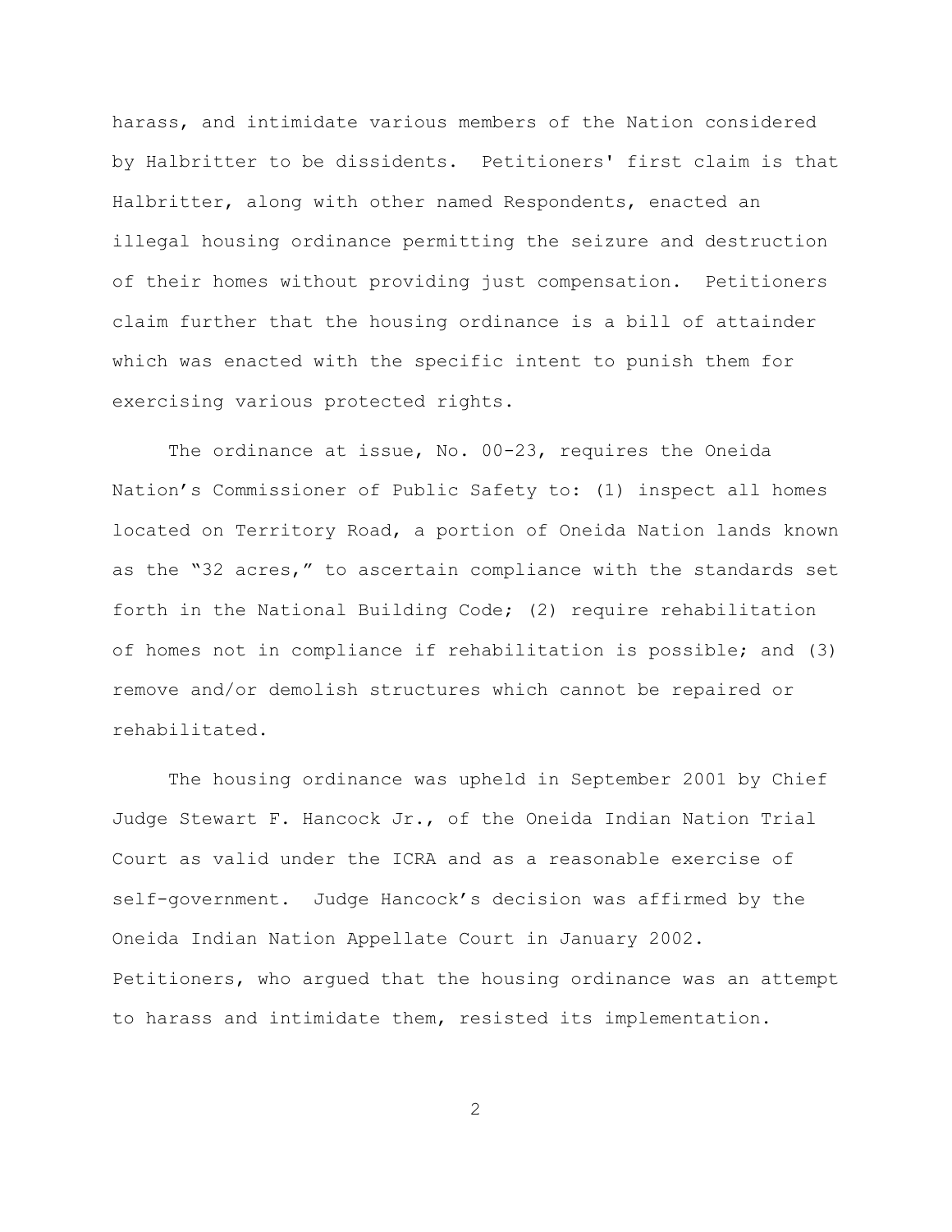harass, and intimidate various members of the Nation considered by Halbritter to be dissidents. Petitioners' first claim is that Halbritter, along with other named Respondents, enacted an illegal housing ordinance permitting the seizure and destruction of their homes without providing just compensation. Petitioners claim further that the housing ordinance is a bill of attainder which was enacted with the specific intent to punish them for exercising various protected rights.

The ordinance at issue, No. 00-23, requires the Oneida Nation's Commissioner of Public Safety to: (1) inspect all homes located on Territory Road, a portion of Oneida Nation lands known as the "32 acres," to ascertain compliance with the standards set forth in the National Building Code; (2) require rehabilitation of homes not in compliance if rehabilitation is possible; and (3) remove and/or demolish structures which cannot be repaired or rehabilitated.

The housing ordinance was upheld in September 2001 by Chief Judge Stewart F. Hancock Jr., of the Oneida Indian Nation Trial Court as valid under the ICRA and as a reasonable exercise of self-government. Judge Hancock's decision was affirmed by the Oneida Indian Nation Appellate Court in January 2002. Petitioners, who argued that the housing ordinance was an attempt to harass and intimidate them, resisted its implementation.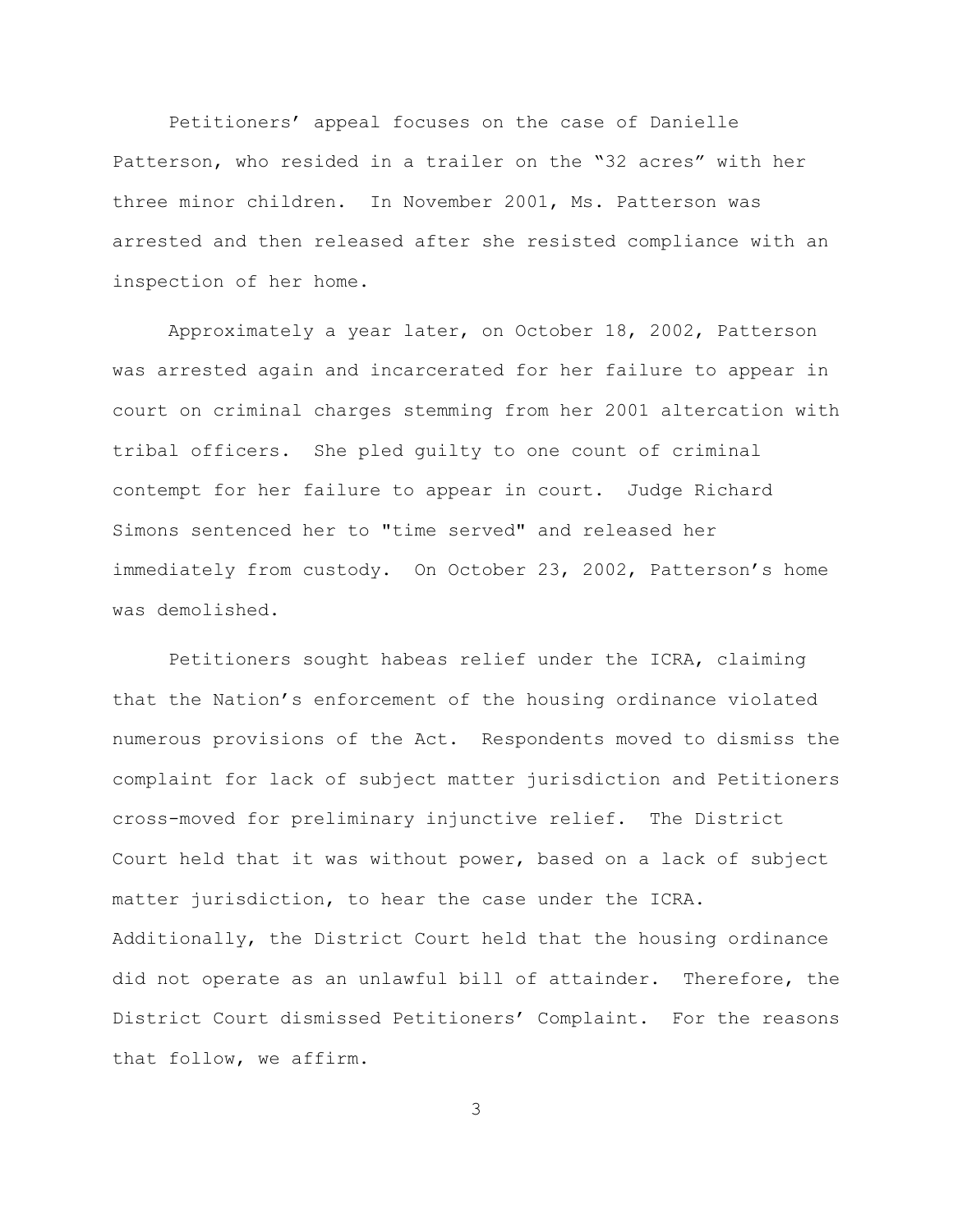Petitioners' appeal focuses on the case of Danielle Patterson, who resided in a trailer on the "32 acres" with her three minor children. In November 2001, Ms. Patterson was arrested and then released after she resisted compliance with an inspection of her home.

Approximately a year later, on October 18, 2002, Patterson was arrested again and incarcerated for her failure to appear in court on criminal charges stemming from her 2001 altercation with tribal officers. She pled guilty to one count of criminal contempt for her failure to appear in court. Judge Richard Simons sentenced her to "time served" and released her immediately from custody. On October 23, 2002, Patterson's home was demolished.

Petitioners sought habeas relief under the ICRA, claiming that the Nation's enforcement of the housing ordinance violated numerous provisions of the Act. Respondents moved to dismiss the complaint for lack of subject matter jurisdiction and Petitioners cross-moved for preliminary injunctive relief. The District Court held that it was without power, based on a lack of subject matter jurisdiction, to hear the case under the ICRA. Additionally, the District Court held that the housing ordinance did not operate as an unlawful bill of attainder. Therefore, the District Court dismissed Petitioners' Complaint. For the reasons that follow, we affirm.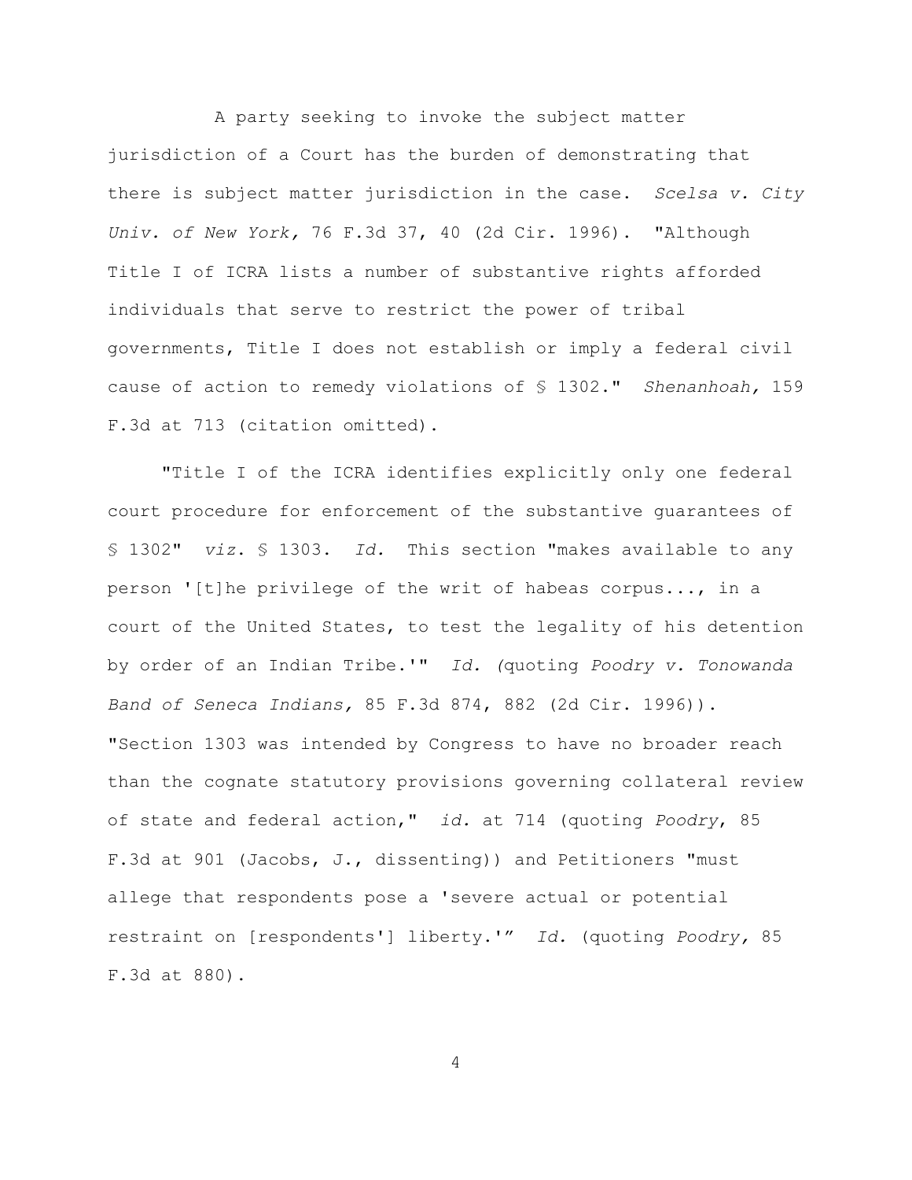A party seeking to invoke the subject matter jurisdiction of a Court has the burden of demonstrating that there is subject matter jurisdiction in the case. *Scelsa v. City Univ. of New York,* 76 F.3d 37, 40 (2d Cir. 1996). "Although Title I of ICRA lists a number of substantive rights afforded individuals that serve to restrict the power of tribal governments, Title I does not establish or imply a federal civil cause of action to remedy violations of § 1302." *Shenanhoah,* 159 F.3d at 713 (citation omitted).

"Title I of the ICRA identifies explicitly only one federal court procedure for enforcement of the substantive guarantees of § 1302" *viz.* § 1303. *Id.* This section "makes available to any person '[t]he privilege of the writ of habeas corpus..., in a court of the United States, to test the legality of his detention by order of an Indian Tribe.'" *Id. (*quoting *Poodry v. Tonowanda Band of Seneca Indians,* 85 F.3d 874, 882 (2d Cir. 1996)). "Section 1303 was intended by Congress to have no broader reach than the cognate statutory provisions governing collateral review of state and federal action," *id.* at 714 (quoting *Poodry*, 85 F.3d at 901 (Jacobs, J., dissenting)) and Petitioners "must allege that respondents pose a 'severe actual or potential restraint on [respondents'] liberty.'" *Id.* (quoting *Poodry,* 85 F.3d at 880).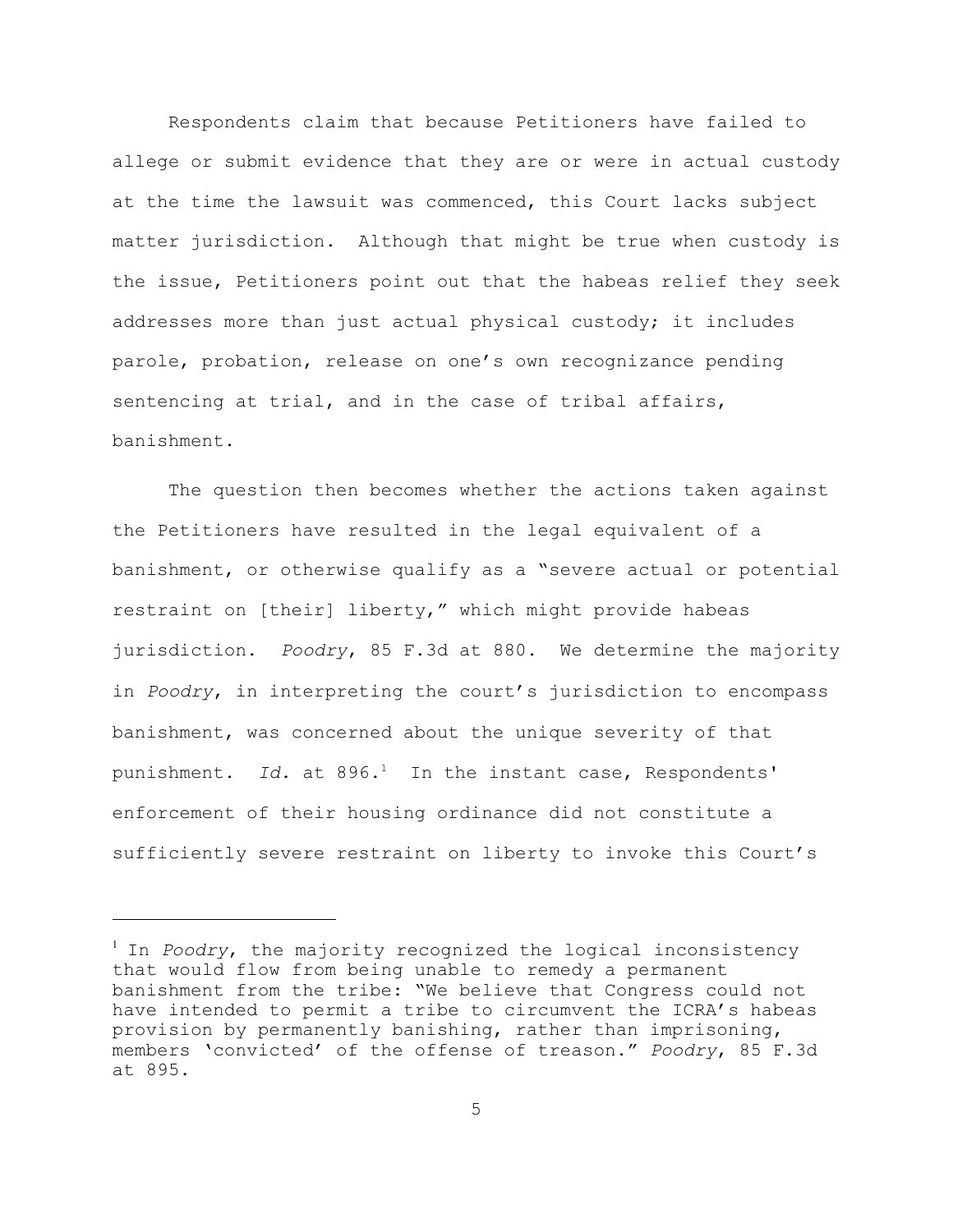Respondents claim that because Petitioners have failed to allege or submit evidence that they are or were in actual custody at the time the lawsuit was commenced, this Court lacks subject matter jurisdiction. Although that might be true when custody is the issue, Petitioners point out that the habeas relief they seek addresses more than just actual physical custody; it includes parole, probation, release on one's own recognizance pending sentencing at trial, and in the case of tribal affairs, banishment.

The question then becomes whether the actions taken against the Petitioners have resulted in the legal equivalent of a banishment, or otherwise qualify as a "severe actual or potential restraint on [their] liberty," which might provide habeas jurisdiction. *Poodry*, 85 F.3d at 880. We determine the majority in *Poodry*, in interpreting the court's jurisdiction to encompass banishment, was concerned about the unique severity of that punishment. *Id.* at 896.[1] In the instant case, Respondents' enforcement of their housing ordinance did not constitute a sufficiently severe restraint on liberty to invoke this Court's

---

[1] In *Poodry*, the majority recognized the logical inconsistency that would flow from being unable to remedy a permanent banishment from the tribe: "We believe that Congress could not have intended to permit a tribe to circumvent the ICRA's habeas provision by permanently banishing, rather than imprisoning, members 'convicted' of the offense of treason." *Poodry*, 85 F.3d at 895.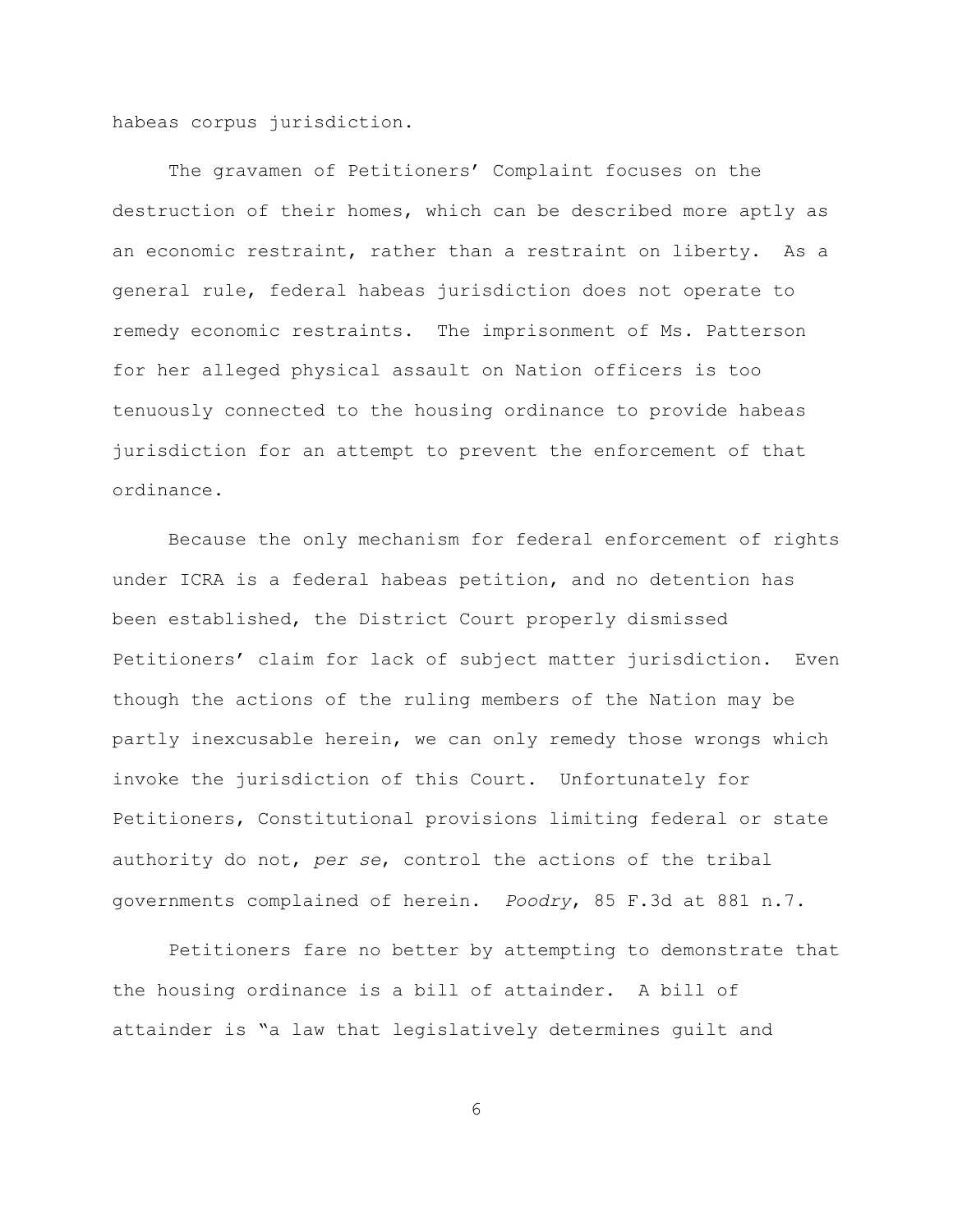habeas corpus jurisdiction.

The gravamen of Petitioners' Complaint focuses on the destruction of their homes, which can be described more aptly as an economic restraint, rather than a restraint on liberty. As a general rule, federal habeas jurisdiction does not operate to remedy economic restraints. The imprisonment of Ms. Patterson for her alleged physical assault on Nation officers is too tenuously connected to the housing ordinance to provide habeas jurisdiction for an attempt to prevent the enforcement of that ordinance.

Because the only mechanism for federal enforcement of rights under ICRA is a federal habeas petition, and no detention has been established, the District Court properly dismissed Petitioners' claim for lack of subject matter jurisdiction. Even though the actions of the ruling members of the Nation may be partly inexcusable herein, we can only remedy those wrongs which invoke the jurisdiction of this Court. Unfortunately for Petitioners, Constitutional provisions limiting federal or state authority do not, *per se*, control the actions of the tribal governments complained of herein. *Poodry*, 85 F.3d at 881 n.7.

Petitioners fare no better by attempting to demonstrate that the housing ordinance is a bill of attainder. A bill of attainder is "a law that legislatively determines guilt and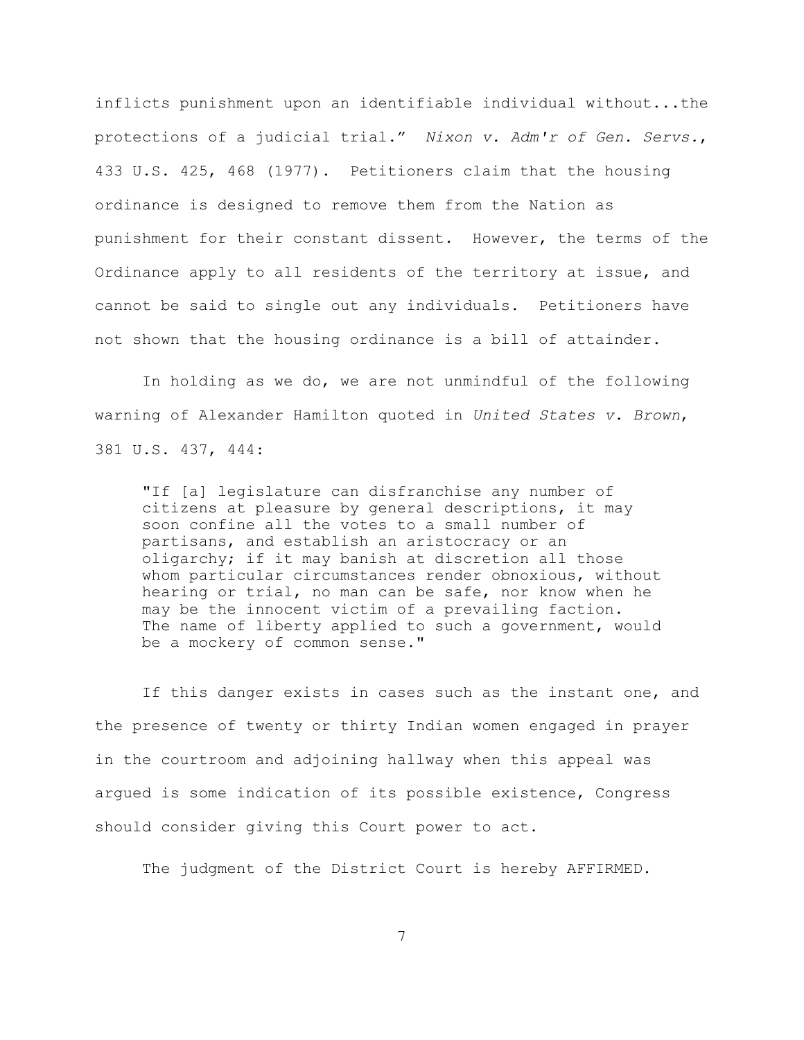inflicts punishment upon an identifiable individual without...the protections of a judicial trial." *Nixon v. Adm'r of Gen. Servs.*, 433 U.S. 425, 468 (1977). Petitioners claim that the housing ordinance is designed to remove them from the Nation as punishment for their constant dissent. However, the terms of the Ordinance apply to all residents of the territory at issue, and cannot be said to single out any individuals. Petitioners have not shown that the housing ordinance is a bill of attainder.

In holding as we do, we are not unmindful of the following warning of Alexander Hamilton quoted in *United States v. Brown*, 381 U.S. 437, 444:

> "If [a] legislature can disfranchise any number of citizens at pleasure by general descriptions, it may soon confine all the votes to a small number of partisans, and establish an aristocracy or an oligarchy; if it may banish at discretion all those whom particular circumstances render obnoxious, without hearing or trial, no man can be safe, nor know when he may be the innocent victim of a prevailing faction. The name of liberty applied to such a government, would be a mockery of common sense."

If this danger exists in cases such as the instant one, and the presence of twenty or thirty Indian women engaged in prayer in the courtroom and adjoining hallway when this appeal was argued is some indication of its possible existence, Congress should consider giving this Court power to act.

The judgment of the District Court is hereby AFFIRMED.